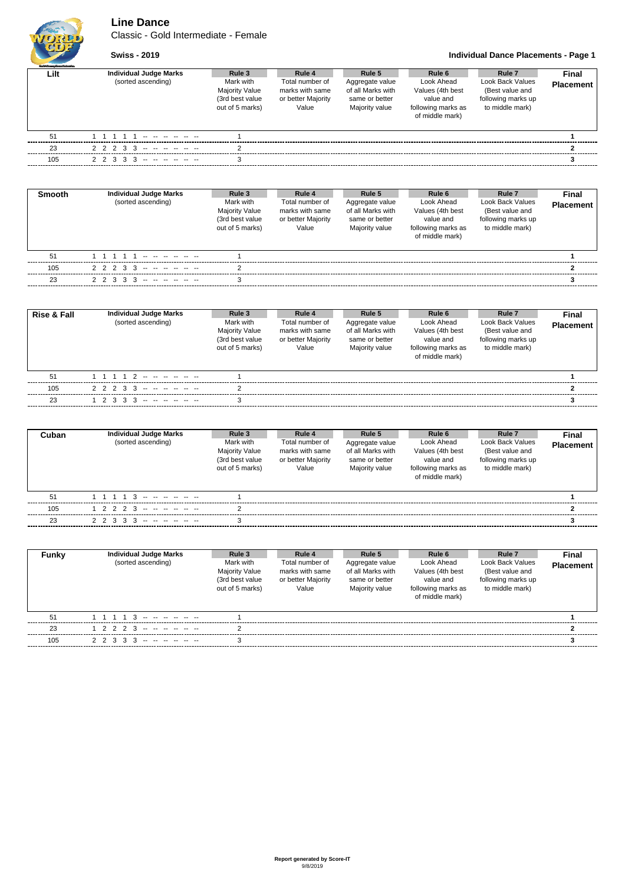# Line Dance

Classic - Gold Intermediate - Female

**Swiss - 2019**

**Individual Dance Placements - Page 1**

| Lilt | Individual Judge Marks (sorted ascending) | Rule 3 Mark with Majority Value (3rd best value out of 5 marks) | Rule 4 Total number of marks with same or better Majority Value | Rule 5 Aggregate value of all Marks with same or better Majority value | Rule 6 Look Ahead Values (4th best value and following marks as of middle mark) | Rule 7 Look Back Values (Best value and following marks up to middle mark) | Final Placement |
|---|---|---|---|---|---|---|---|
| 51 | 1 1 1 1 1 -- -- -- -- -- -- | 1 | | | | | 1 |
| 23 | 2 2 2 3 3 -- -- -- -- -- -- | 2 | | | | | 2 |
| 105 | 2 2 3 3 3 -- -- -- -- -- -- | 3 | | | | | 3 |

| Smooth | Individual Judge Marks (sorted ascending) | Rule 3 Mark with Majority Value (3rd best value out of 5 marks) | Rule 4 Total number of marks with same or better Majority Value | Rule 5 Aggregate value of all Marks with same or better Majority value | Rule 6 Look Ahead Values (4th best value and following marks as of middle mark) | Rule 7 Look Back Values (Best value and following marks up to middle mark) | Final Placement |
|---|---|---|---|---|---|---|---|
| 51 | 1 1 1 1 1 -- -- -- -- -- -- | 1 | | | | | 1 |
| 105 | 2 2 2 3 3 -- -- -- -- -- -- | 2 | | | | | 2 |
| 23 | 2 2 3 3 3 -- -- -- -- -- -- | 3 | | | | | 3 |

| Rise & Fall | Individual Judge Marks (sorted ascending) | Rule 3 Mark with Majority Value (3rd best value out of 5 marks) | Rule 4 Total number of marks with same or better Majority Value | Rule 5 Aggregate value of all Marks with same or better Majority value | Rule 6 Look Ahead Values (4th best value and following marks as of middle mark) | Rule 7 Look Back Values (Best value and following marks up to middle mark) | Final Placement |
|---|---|---|---|---|---|---|---|
| 51 | 1 1 1 1 2 -- -- -- -- -- -- | 1 | | | | | 1 |
| 105 | 2 2 2 3 3 -- -- -- -- -- -- | 2 | | | | | 2 |
| 23 | 1 2 3 3 3 -- -- -- -- -- -- | 3 | | | | | 3 |

| Cuban | Individual Judge Marks (sorted ascending) | Rule 3 Mark with Majority Value (3rd best value out of 5 marks) | Rule 4 Total number of marks with same or better Majority Value | Rule 5 Aggregate value of all Marks with same or better Majority value | Rule 6 Look Ahead Values (4th best value and following marks as of middle mark) | Rule 7 Look Back Values (Best value and following marks up to middle mark) | Final Placement |
|---|---|---|---|---|---|---|---|
| 51 | 1 1 1 1 3 -- -- -- -- -- -- | 1 | | | | | 1 |
| 105 | 1 2 2 2 3 -- -- -- -- -- -- | 2 | | | | | 2 |
| 23 | 2 2 3 3 3 -- -- -- -- -- -- | 3 | | | | | 3 |

| Funky | Individual Judge Marks (sorted ascending) | Rule 3 Mark with Majority Value (3rd best value out of 5 marks) | Rule 4 Total number of marks with same or better Majority Value | Rule 5 Aggregate value of all Marks with same or better Majority value | Rule 6 Look Ahead Values (4th best value and following marks as of middle mark) | Rule 7 Look Back Values (Best value and following marks up to middle mark) | Final Placement |
|---|---|---|---|---|---|---|---|
| 51 | 1 1 1 1 3 -- -- -- -- -- -- | 1 | | | | | 1 |
| 23 | 1 2 2 2 3 -- -- -- -- -- -- | 2 | | | | | 2 |
| 105 | 2 2 3 3 3 -- -- -- -- -- -- | 3 | | | | | 3 |

**Report generated by Score-IT**
9/8/2019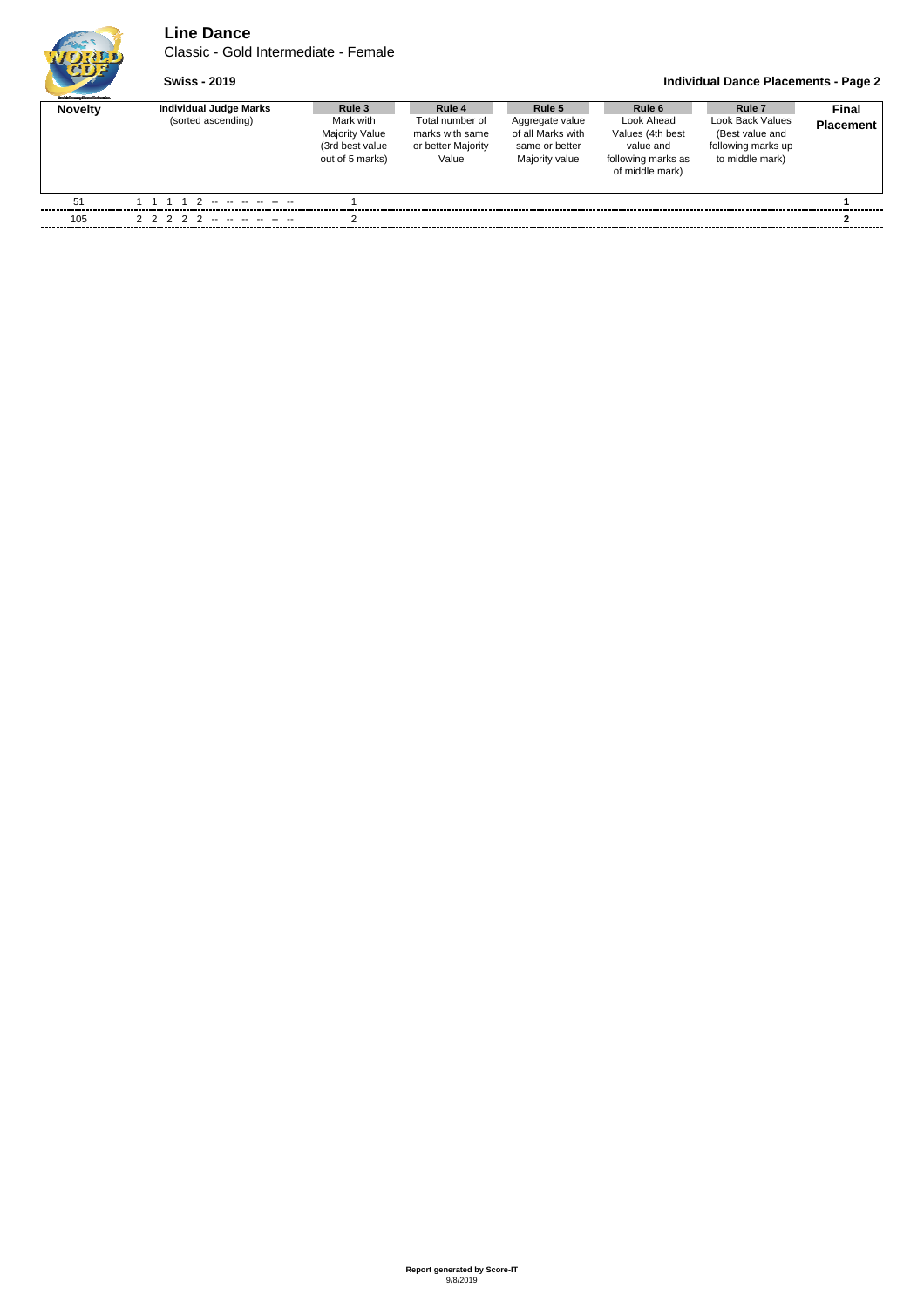# Line Dance

Classic - Gold Intermediate - Female

**Swiss - 2019**

**Individual Dance Placements - Page 2**

| **Novelty** | **Individual Judge Marks** (sorted ascending) | **Rule 3** Mark with Majority Value (3rd best value out of 5 marks) | **Rule 4** Total number of marks with same or better Majority Value | **Rule 5** Aggregate value of all Marks with same or better Majority value | **Rule 6** Look Ahead Values (4th best value and following marks as of middle mark) | **Rule 7** Look Back Values (Best value and following marks up to middle mark) | **Final Placement** |
|---|---|---|---|---|---|---|---|
| 51 | 1 1 1 1 2 -- -- -- -- -- -- | 1 | | | | | **1** |
| 105 | 2 2 2 2 2 -- -- -- -- -- -- | 2 | | | | | **2** |

**Report generated by Score-IT**
9/8/2019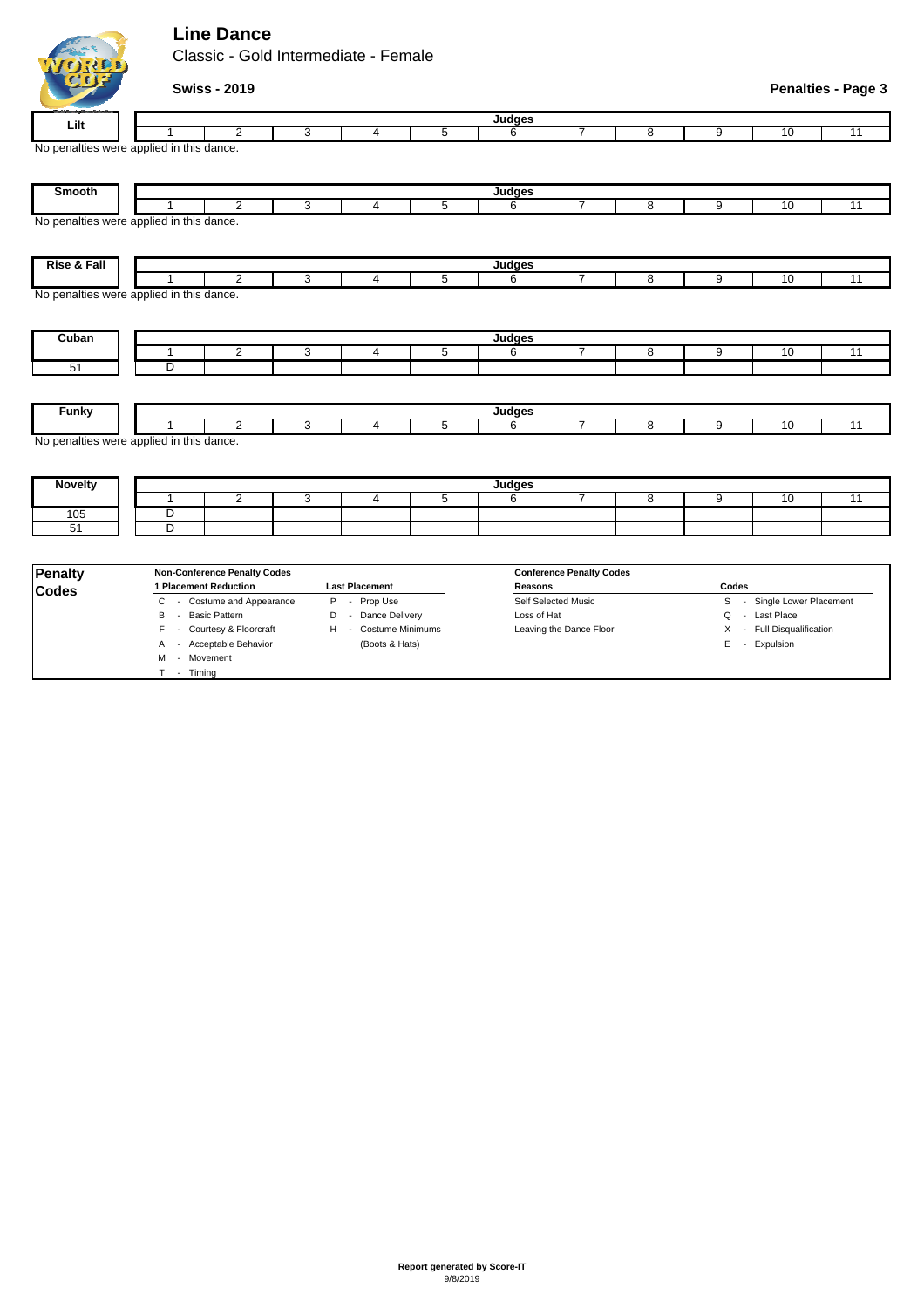# Line Dance

Classic - Gold Intermediate - Female

**Swiss - 2019**

**Penalties - Page 3**

| Lilt | Judges | | | | | | | | | | |
|---|---|---|---|---|---|---|---|---|---|---|---|
| | 1 | 2 | 3 | 4 | 5 | 6 | 7 | 8 | 9 | 10 | 11 |

No penalties were applied in this dance.

| Smooth | Judges | | | | | | | | | | |
|---|---|---|---|---|---|---|---|---|---|---|---|
| | 1 | 2 | 3 | 4 | 5 | 6 | 7 | 8 | 9 | 10 | 11 |

No penalties were applied in this dance.

| Rise & Fall | Judges | | | | | | | | | | |
|---|---|---|---|---|---|---|---|---|---|---|---|
| | 1 | 2 | 3 | 4 | 5 | 6 | 7 | 8 | 9 | 10 | 11 |

No penalties were applied in this dance.

| Cuban | Judges | | | | | | | | | | |
|---|---|---|---|---|---|---|---|---|---|---|---|
| | 1 | 2 | 3 | 4 | 5 | 6 | 7 | 8 | 9 | 10 | 11 |
| 51 | D | | | | | | | | | | |

| Funky | Judges | | | | | | | | | | |
|---|---|---|---|---|---|---|---|---|---|---|---|
| | 1 | 2 | 3 | 4 | 5 | 6 | 7 | 8 | 9 | 10 | 11 |

No penalties were applied in this dance.

| Novelty | Judges | | | | | | | | | | |
|---|---|---|---|---|---|---|---|---|---|---|---|
| | 1 | 2 | 3 | 4 | 5 | 6 | 7 | 8 | 9 | 10 | 11 |
| 105 | D | | | | | | | | | | |
| 51 | D | | | | | | | | | | |

## Penalty Codes

**Non-Conference Penalty Codes**

| 1 Placement Reduction | Last Placement |
|---|---|
| C - Costume and Appearance | P - Prop Use |
| B - Basic Pattern | D - Dance Delivery |
| F - Courtesy & Floorcraft | H - Costume Minimums (Boots & Hats) |
| A - Acceptable Behavior | |
| M - Movement | |
| T - Timing | |

**Conference Penalty Codes**

| Reasons | Codes |
|---|---|
| Self Selected Music | S - Single Lower Placement |
| Loss of Hat | Q - Last Place |
| Leaving the Dance Floor | X - Full Disqualification |
| | E - Expulsion |

**Report generated by Score-IT**
9/8/2019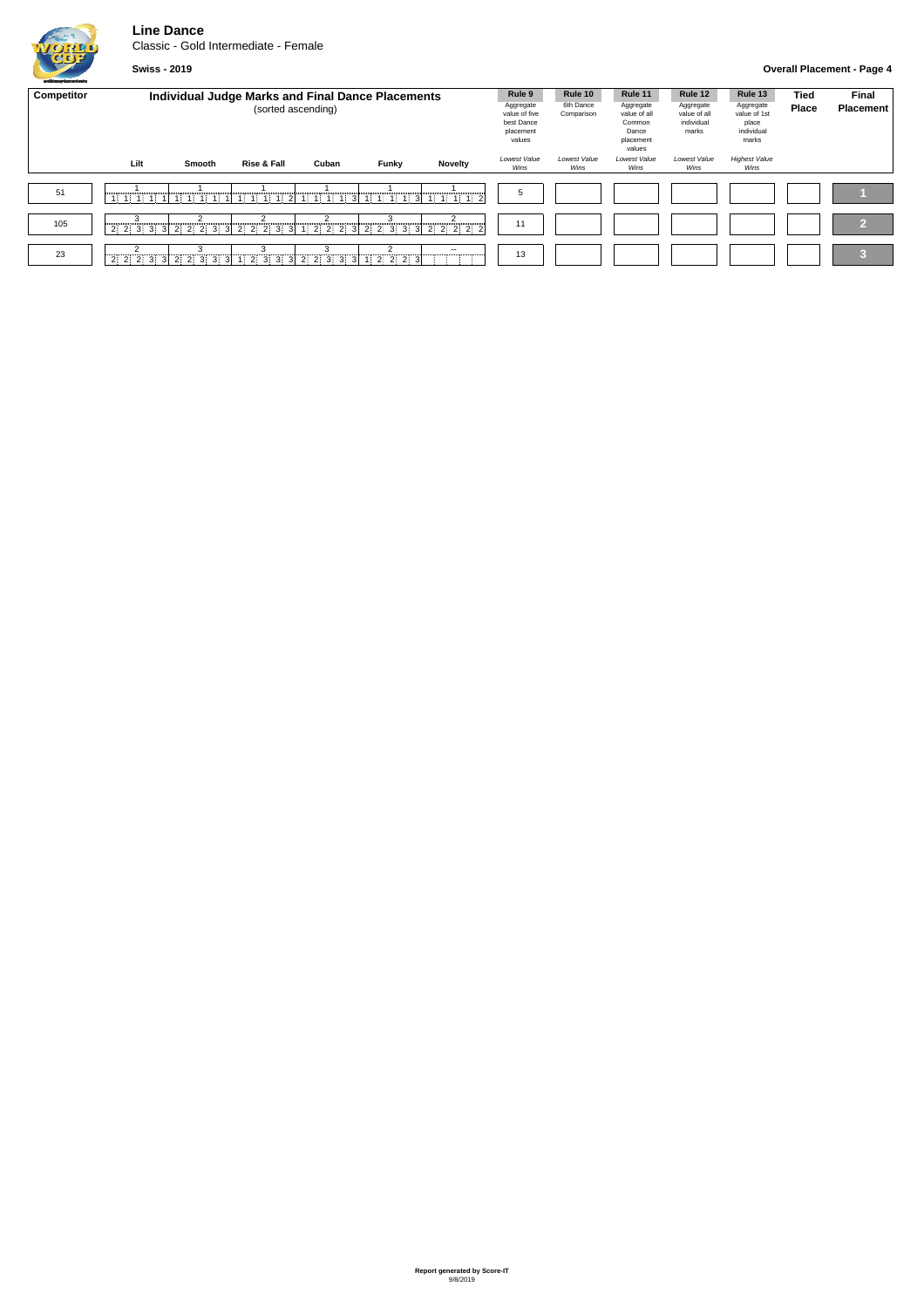# Line Dance

Classic - Gold Intermediate - Female

**Swiss - 2019**

**Overall Placement - Page 4**

| Competitor | Lilt | Smooth | Rise & Fall | Cuban | Funky | Novelty | Rule 9 Aggregate value of five best Dance placement values (Lowest Value Wins) | Rule 10 6th Dance Comparison (Lowest Value Wins) | Rule 11 Aggregate value of all Common Dance placement values (Lowest Value Wins) | Rule 12 Aggregate value of all individual marks (Lowest Value Wins) | Rule 13 Aggregate value of 1st place individual marks (Highest Value Wins) | Tied Place | Final Placement |
|---|---|---|---|---|---|---|---|---|---|---|---|---|---|
| 51 | 1 (1 1 1 1 1) | 1 (1 1 1 1 1) | 1 (1 1 1 1 2) | 1 (1 1 1 1 3) | 1 (1 1 1 1 3) | 1 (1 1 1 1 2) | 5 | | | | | | 1 |
| 105 | 3 (2 2 3 3 3) | 2 (2 2 2 3 3) | 2 (2 2 2 3 3) | 2 (1 2 2 2 3) | 3 (2 2 3 3 3) | 2 (2 2 2 2 2) | 11 | | | | | | 2 |
| 23 | 2 (2 2 2 3 3) | 3 (2 2 3 3 3) | 3 (1 2 3 3 3) | 3 (2 2 3 3 3) | 2 (1 2 2 2 3) | -- | 13 | | | | | | 3 |

Individual Judge Marks and Final Dance Placements (sorted ascending)

**Report generated by Score-IT**
9/8/2019